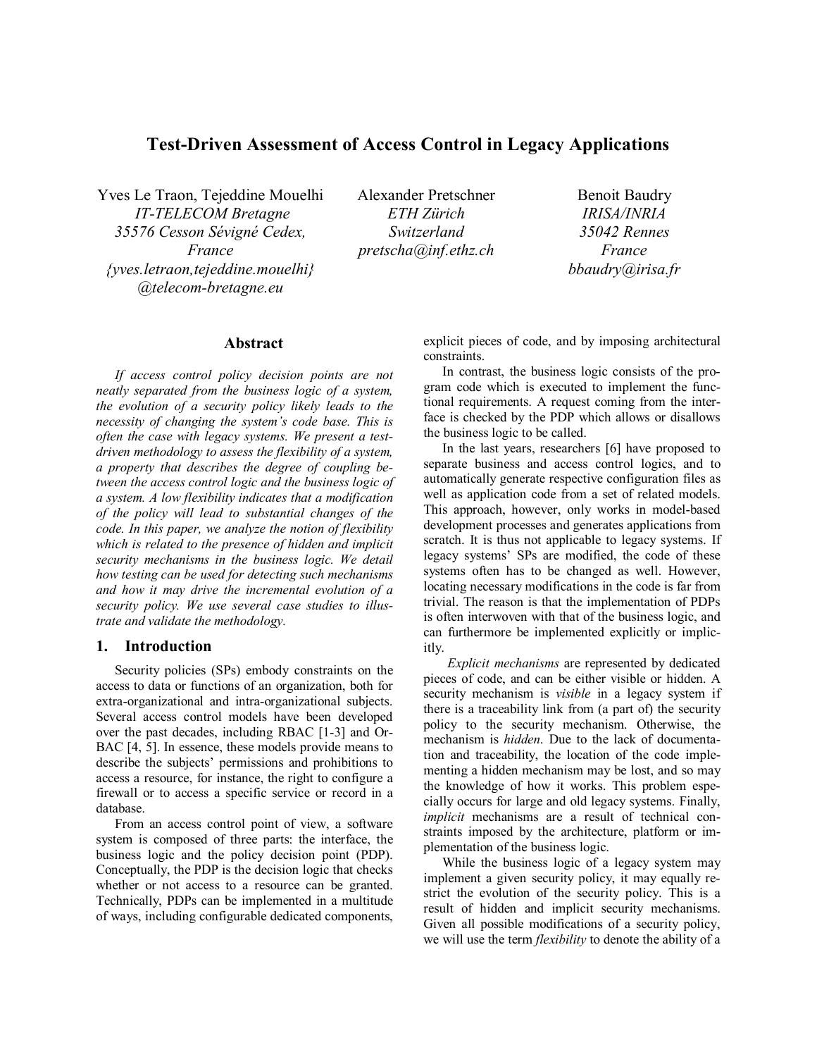# Test-Driven Assessment of Access Control in Legacy Applications

Yves Le Traon, Tejeddine Mouelhi
*IT-TELECOM Bretagne*
*35576 Cesson Sévigné Cedex, France*
*{yves.letraon,tejeddine.mouelhi}@telecom-bretagne.eu*

Alexander Pretschner
*ETH Zürich*
*Switzerland*
*pretscha@inf.ethz.ch*

Benoit Baudry
*IRISA/INRIA*
*35042 Rennes*
*France*
*bbaudry@irisa.fr*

## Abstract

*If access control policy decision points are not neatly separated from the business logic of a system, the evolution of a security policy likely leads to the necessity of changing the system's code base. This is often the case with legacy systems. We present a test-driven methodology to assess the flexibility of a system, a property that describes the degree of coupling between the access control logic and the business logic of a system. A low flexibility indicates that a modification of the policy will lead to substantial changes of the code. In this paper, we analyze the notion of flexibility which is related to the presence of hidden and implicit security mechanisms in the business logic. We detail how testing can be used for detecting such mechanisms and how it may drive the incremental evolution of a security policy. We use several case studies to illustrate and validate the methodology.*

## 1. Introduction

Security policies (SPs) embody constraints on the access to data or functions of an organization, both for extra-organizational and intra-organizational subjects. Several access control models have been developed over the past decades, including RBAC [1-3] and Or-BAC [4, 5]. In essence, these models provide means to describe the subjects' permissions and prohibitions to access a resource, for instance, the right to configure a firewall or to access a specific service or record in a database.

From an access control point of view, a software system is composed of three parts: the interface, the business logic and the policy decision point (PDP). Conceptually, the PDP is the decision logic that checks whether or not access to a resource can be granted. Technically, PDPs can be implemented in a multitude of ways, including configurable dedicated components, explicit pieces of code, and by imposing architectural constraints.

In contrast, the business logic consists of the program code which is executed to implement the functional requirements. A request coming from the interface is checked by the PDP which allows or disallows the business logic to be called.

In the last years, researchers [6] have proposed to separate business and access control logics, and to automatically generate respective configuration files as well as application code from a set of related models. This approach, however, only works in model-based development processes and generates applications from scratch. It is thus not applicable to legacy systems. If legacy systems' SPs are modified, the code of these systems often has to be changed as well. However, locating necessary modifications in the code is far from trivial. The reason is that the implementation of PDPs is often interwoven with that of the business logic, and can furthermore be implemented explicitly or implicitly.

*Explicit mechanisms* are represented by dedicated pieces of code, and can be either visible or hidden. A security mechanism is *visible* in a legacy system if there is a traceability link from (a part of) the security policy to the security mechanism. Otherwise, the mechanism is *hidden*. Due to the lack of documentation and traceability, the location of the code implementing a hidden mechanism may be lost, and so may the knowledge of how it works. This problem especially occurs for large and old legacy systems. Finally, *implicit* mechanisms are a result of technical constraints imposed by the architecture, platform or implementation of the business logic.

While the business logic of a legacy system may implement a given security policy, it may equally restrict the evolution of the security policy. This is a result of hidden and implicit security mechanisms. Given all possible modifications of a security policy, we will use the term *flexibility* to denote the ability of a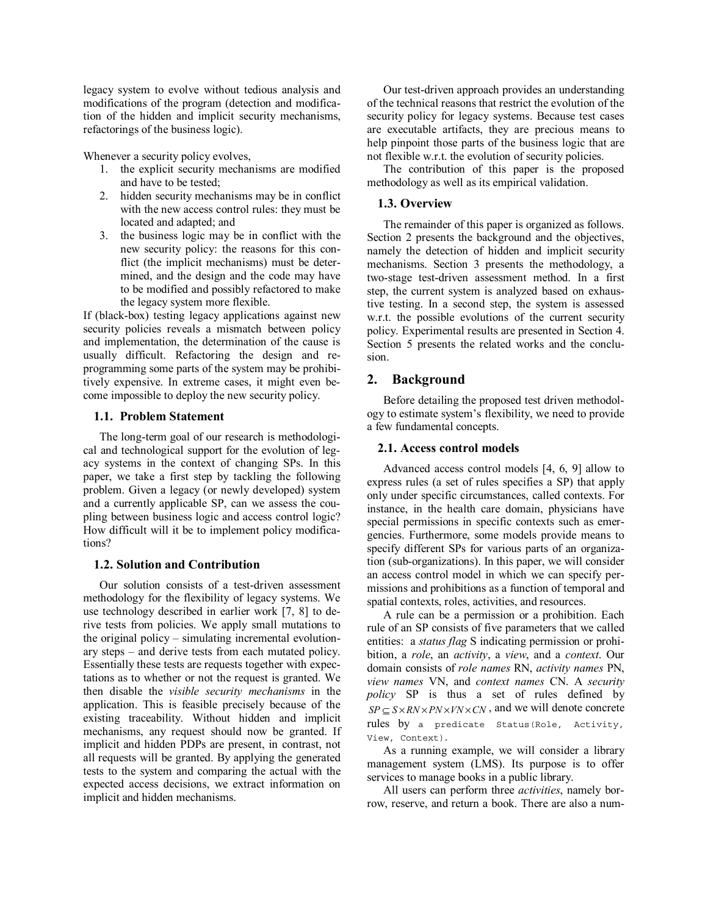legacy system to evolve without tedious analysis and modifications of the program (detection and modification of the hidden and implicit security mechanisms, refactorings of the business logic).

Whenever a security policy evolves,

1. the explicit security mechanisms are modified and have to be tested;
2. hidden security mechanisms may be in conflict with the new access control rules: they must be located and adapted; and
3. the business logic may be in conflict with the new security policy: the reasons for this conflict (the implicit mechanisms) must be determined, and the design and the code may have to be modified and possibly refactored to make the legacy system more flexible.

If (black-box) testing legacy applications against new security policies reveals a mismatch between policy and implementation, the determination of the cause is usually difficult. Refactoring the design and reprogramming some parts of the system may be prohibitively expensive. In extreme cases, it might even become impossible to deploy the new security policy.

### 1.1. Problem Statement

The long-term goal of our research is methodological and technological support for the evolution of legacy systems in the context of changing SPs. In this paper, we take a first step by tackling the following problem. Given a legacy (or newly developed) system and a currently applicable SP, can we assess the coupling between business logic and access control logic? How difficult will it be to implement policy modifications?

### 1.2. Solution and Contribution

Our solution consists of a test-driven assessment methodology for the flexibility of legacy systems. We use technology described in earlier work [7, 8] to derive tests from policies. We apply small mutations to the original policy – simulating incremental evolutionary steps – and derive tests from each mutated policy. Essentially these tests are requests together with expectations as to whether or not the request is granted. We then disable the *visible security mechanisms* in the application. This is feasible precisely because of the existing traceability. Without hidden and implicit mechanisms, any request should now be granted. If implicit and hidden PDPs are present, in contrast, not all requests will be granted. By applying the generated tests to the system and comparing the actual with the expected access decisions, we extract information on implicit and hidden mechanisms.

Our test-driven approach provides an understanding of the technical reasons that restrict the evolution of the security policy for legacy systems. Because test cases are executable artifacts, they are precious means to help pinpoint those parts of the business logic that are not flexible w.r.t. the evolution of security policies.

The contribution of this paper is the proposed methodology as well as its empirical validation.

### 1.3. Overview

The remainder of this paper is organized as follows. Section 2 presents the background and the objectives, namely the detection of hidden and implicit security mechanisms. Section 3 presents the methodology, a two-stage test-driven assessment method. In a first step, the current system is analyzed based on exhaustive testing. In a second step, the system is assessed w.r.t. the possible evolutions of the current security policy. Experimental results are presented in Section 4. Section 5 presents the related works and the conclusion.

## 2. Background

Before detailing the proposed test driven methodology to estimate system's flexibility, we need to provide a few fundamental concepts.

### 2.1. Access control models

Advanced access control models [4, 6, 9] allow to express rules (a set of rules specifies a SP) that apply only under specific circumstances, called contexts. For instance, in the health care domain, physicians have special permissions in specific contexts such as emergencies. Furthermore, some models provide means to specify different SPs for various parts of an organization (sub-organizations). In this paper, we will consider an access control model in which we can specify permissions and prohibitions as a function of temporal and spatial contexts, roles, activities, and resources.

A rule can be a permission or a prohibition. Each rule of an SP consists of five parameters that we called entities: a *status flag* S indicating permission or prohibition, a *role*, an *activity*, a *view*, and a *context*. Our domain consists of *role names* RN, *activity names* PN, *view names* VN, and *context names* CN. A *security policy* SP is thus a set of rules defined by $SP \subseteq S \times RN \times PN \times VN \times CN$, and we will denote concrete rules by a predicate `Status(Role, Activity, View, Context)`.

As a running example, we will consider a library management system (LMS). Its purpose is to offer services to manage books in a public library.

All users can perform three *activities*, namely borrow, reserve, and return a book. There are also a num-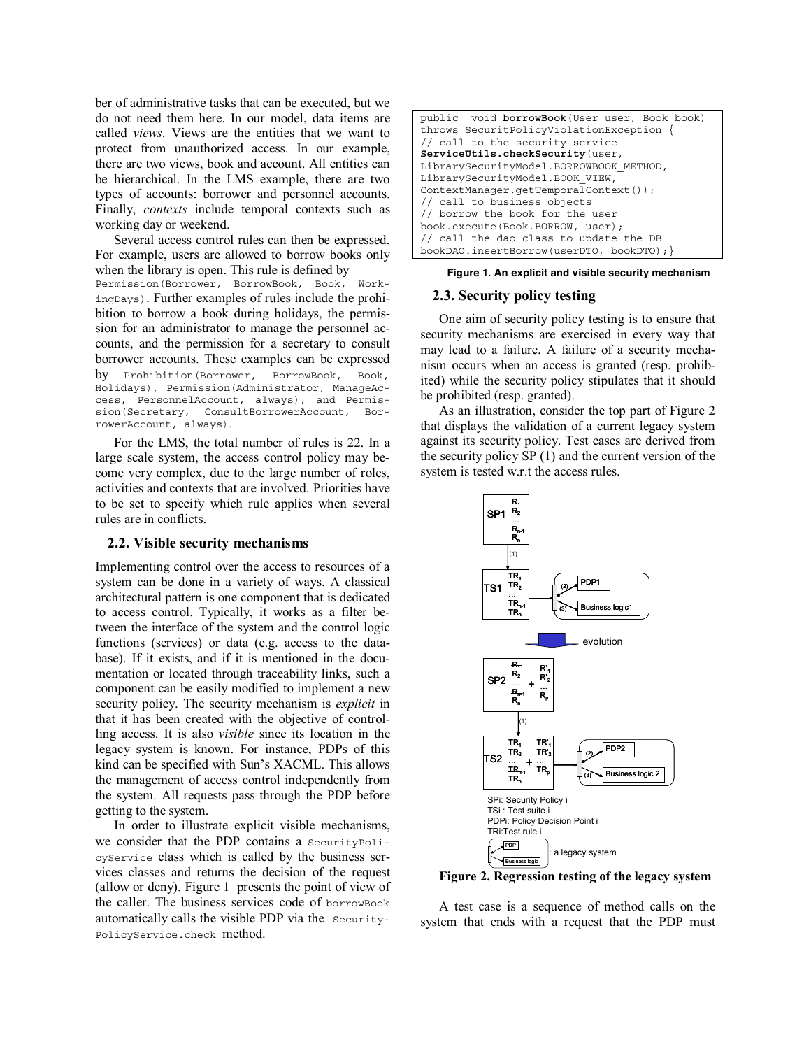ber of administrative tasks that can be executed, but we do not need them here. In our model, data items are called *views*. Views are the entities that we want to protect from unauthorized access. In our example, there are two views, book and account. All entities can be hierarchical. In the LMS example, there are two types of accounts: borrower and personnel accounts. Finally, *contexts* include temporal contexts such as working day or weekend.

Several access control rules can then be expressed. For example, users are allowed to borrow books only when the library is open. This rule is defined by `Permission(Borrower, BorrowBook, Book, WorkingDays)`. Further examples of rules include the prohibition to borrow a book during holidays, the permission for an administrator to manage the personnel accounts, and the permission for a secretary to consult borrower accounts. These examples can be expressed by `Prohibition(Borrower, BorrowBook, Book, Holidays)`, `Permission(Administrator, ManageAccess, PersonnelAccount, always)`, and `Permission(Secretary, ConsultBorrowerAccount, BorrowerAccount, always)`.

For the LMS, the total number of rules is 22. In a large scale system, the access control policy may become very complex, due to the large number of roles, activities and contexts that are involved. Priorities have to be set to specify which rule applies when several rules are in conflicts.

### 2.2. Visible security mechanisms

Implementing control over the access to resources of a system can be done in a variety of ways. A classical architectural pattern is one component that is dedicated to access control. Typically, it works as a filter between the interface of the system and the control logic functions (services) or data (e.g. access to the database). If it exists, and if it is mentioned in the documentation or located through traceability links, such a component can be easily modified to implement a new security policy. The security mechanism is *explicit* in that it has been created with the objective of controlling access. It is also *visible* since its location in the legacy system is known. For instance, PDPs of this kind can be specified with Sun's XACML. This allows the management of access control independently from the system. All requests pass through the PDP before getting to the system.

In order to illustrate explicit visible mechanisms, we consider that the PDP contains a `SecurityPolicyService` class which is called by the business services classes and returns the decision of the request (allow or deny). Figure 1 presents the point of view of the caller. The business services code of `borrowBook` automatically calls the visible PDP via the `SecurityPolicyService.check` method.

```
public  void borrowBook(User user, Book book)
throws SecuritPolicyViolationException {
// call to the security service
ServiceUtils.checkSecurity(user,
LibrarySecurityModel.BORROWBOOK_METHOD,
LibrarySecurityModel.BOOK_VIEW,
ContextManager.getTemporalContext());
// call to business objects
// borrow the book for the user
book.execute(Book.BORROW, user);
// call the dao class to update the DB
bookDAO.insertBorrow(userDTO, bookDTO);}
```

**Figure 1. An explicit and visible security mechanism**

### 2.3. Security policy testing

One aim of security policy testing is to ensure that security mechanisms are exercised in every way that may lead to a failure. A failure of a security mechanism occurs when an access is granted (resp. prohibited) while the security policy stipulates that it should be prohibited (resp. granted).

As an illustration, consider the top part of Figure 2 that displays the validation of a current legacy system against its security policy. Test cases are derived from the security policy SP (1) and the current version of the system is tested w.r.t the access rules.

**Figure 2. Regression testing of the legacy system**

A test case is a sequence of method calls on the system that ends with a request that the PDP must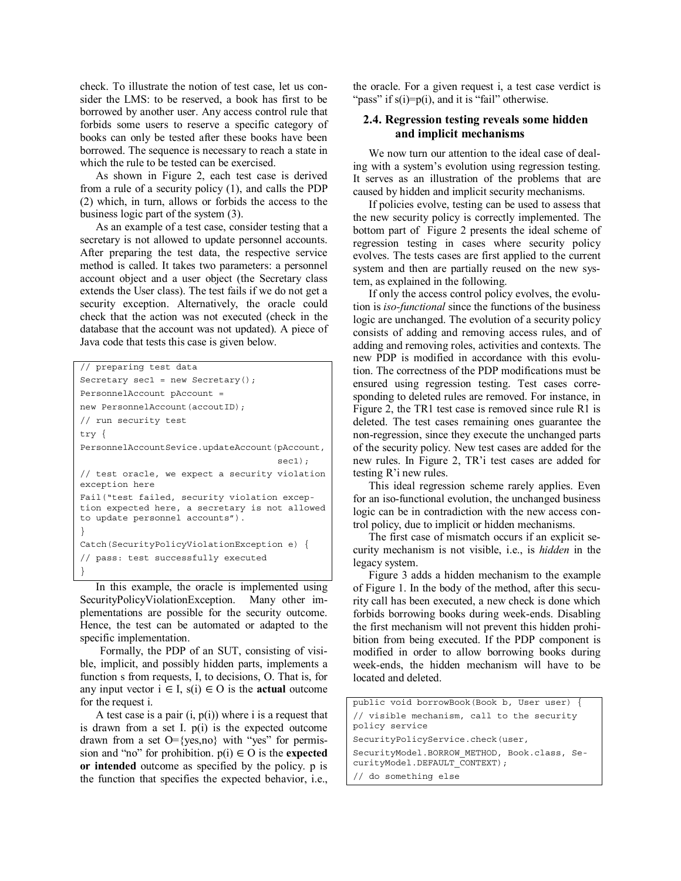check. To illustrate the notion of test case, let us consider the LMS: to be reserved, a book has first to be borrowed by another user. Any access control rule that forbids some users to reserve a specific category of books can only be tested after these books have been borrowed. The sequence is necessary to reach a state in which the rule to be tested can be exercised.

As shown in Figure 2, each test case is derived from a rule of a security policy (1), and calls the PDP (2) which, in turn, allows or forbids the access to the business logic part of the system (3).

As an example of a test case, consider testing that a secretary is not allowed to update personnel accounts. After preparing the test data, the respective service method is called. It takes two parameters: a personnel account object and a user object (the Secretary class extends the User class). The test fails if we do not get a security exception. Alternatively, the oracle could check that the action was not executed (check in the database that the account was not updated). A piece of Java code that tests this case is given below.

```
// preparing test data
Secretary sec1 = new Secretary();
PersonnelAccount pAccount =
new PersonnelAccount(accoutID);
// run security test
try {
PersonnelAccountSevice.updateAccount(pAccount,
                                     sec1);
// test oracle, we expect a security violation exception here
Fail("test failed, security violation exception expected here, a secretary is not allowed to update personnel accounts").
}
Catch(SecurityPolicyViolationException e) {
// pass: test successfully executed
}
```

In this example, the oracle is implemented using SecurityPolicyViolationException. Many other implementations are possible for the security outcome. Hence, the test can be automated or adapted to the specific implementation.

Formally, the PDP of an SUT, consisting of visible, implicit, and possibly hidden parts, implements a function s from requests, I, to decisions, O. That is, for any input vector $i \in I$, $s(i) \in O$ is the **actual** outcome for the request i.

A test case is a pair $(i, p(i))$ where i is a request that is drawn from a set I. $p(i)$ is the expected outcome drawn from a set $O=\{yes,no\}$ with "yes" for permission and "no" for prohibition. $p(i) \in O$ is the **expected or intended** outcome as specified by the policy. p is the function that specifies the expected behavior, i.e., the oracle. For a given request i, a test case verdict is "pass" if $s(i)=p(i)$, and it is "fail" otherwise.

## 2.4. Regression testing reveals some hidden and implicit mechanisms

We now turn our attention to the ideal case of dealing with a system's evolution using regression testing. It serves as an illustration of the problems that are caused by hidden and implicit security mechanisms.

If policies evolve, testing can be used to assess that the new security policy is correctly implemented. The bottom part of Figure 2 presents the ideal scheme of regression testing in cases where security policy evolves. The tests cases are first applied to the current system and then are partially reused on the new system, as explained in the following.

If only the access control policy evolves, the evolution is *iso-functional* since the functions of the business logic are unchanged. The evolution of a security policy consists of adding and removing access rules, and of adding and removing roles, activities and contexts. The new PDP is modified in accordance with this evolution. The correctness of the PDP modifications must be ensured using regression testing. Test cases corresponding to deleted rules are removed. For instance, in Figure 2, the TR1 test case is removed since rule R1 is deleted. The test cases remaining ones guarantee the non-regression, since they execute the unchanged parts of the security policy. New test cases are added for the new rules. In Figure 2, TR'i test cases are added for testing R'i new rules.

This ideal regression scheme rarely applies. Even for an iso-functional evolution, the unchanged business logic can be in contradiction with the new access control policy, due to implicit or hidden mechanisms.

The first case of mismatch occurs if an explicit security mechanism is not visible, i.e., is *hidden* in the legacy system.

Figure 3 adds a hidden mechanism to the example of Figure 1. In the body of the method, after this security call has been executed, a new check is done which forbids borrowing books during week-ends. Disabling the first mechanism will not prevent this hidden prohibition from being executed. If the PDP component is modified in order to allow borrowing books during week-ends, the hidden mechanism will have to be located and deleted.

```
public void borrowBook(Book b, User user) {
// visible mechanism, call to the security policy service
SecurityPolicyService.check(user,
SecurityModel.BORROW_METHOD, Book.class, SecurityModel.DEFAULT_CONTEXT);
// do something else
```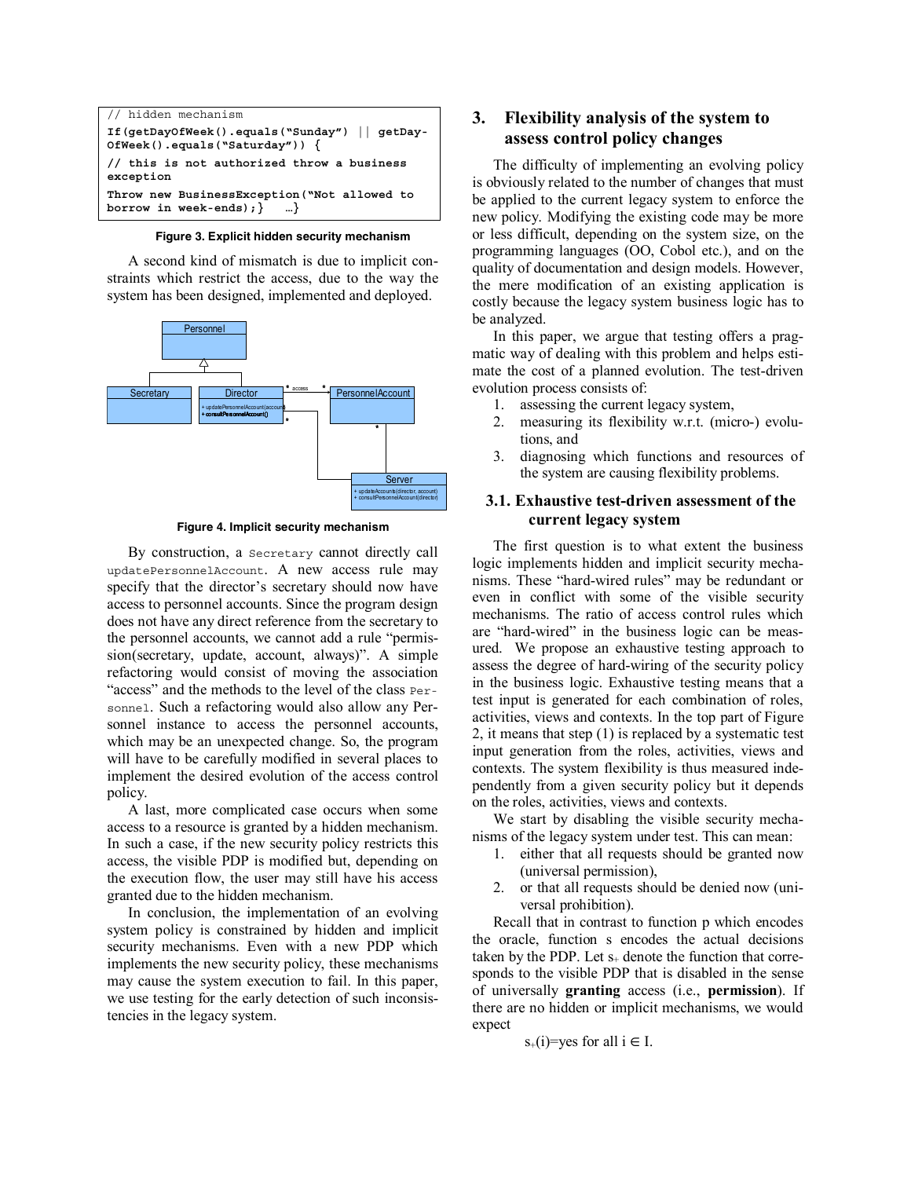```
// hidden mechanism
If(getDayOfWeek().equals("Sunday") || getDay-
OfWeek().equals("Saturday")) {
// this is not authorized throw a business
exception
Throw new BusinessException("Not allowed to
borrow in week-ends);}   …}
```

**Figure 3. Explicit hidden security mechanism**

A second kind of mismatch is due to implicit constraints which restrict the access, due to the way the system has been designed, implemented and deployed.

**Figure 4. Implicit security mechanism**

By construction, a `Secretary` cannot directly call `updatePersonnelAccount`. A new access rule may specify that the director's secretary should now have access to personnel accounts. Since the program design does not have any direct reference from the secretary to the personnel accounts, we cannot add a rule "permission(secretary, update, account, always)". A simple refactoring would consist of moving the association "access" and the methods to the level of the class `Personnel`. Such a refactoring would also allow any Personnel instance to access the personnel accounts, which may be an unexpected change. So, the program will have to be carefully modified in several places to implement the desired evolution of the access control policy.

A last, more complicated case occurs when some access to a resource is granted by a hidden mechanism. In such a case, if the new security policy restricts this access, the visible PDP is modified but, depending on the execution flow, the user may still have his access granted due to the hidden mechanism.

In conclusion, the implementation of an evolving system policy is constrained by hidden and implicit security mechanisms. Even with a new PDP which implements the new security policy, these mechanisms may cause the system execution to fail. In this paper, we use testing for the early detection of such inconsistencies in the legacy system.

## 3. Flexibility analysis of the system to assess control policy changes

The difficulty of implementing an evolving policy is obviously related to the number of changes that must be applied to the current legacy system to enforce the new policy. Modifying the existing code may be more or less difficult, depending on the system size, on the programming languages (OO, Cobol etc.), and on the quality of documentation and design models. However, the mere modification of an existing application is costly because the legacy system business logic has to be analyzed.

In this paper, we argue that testing offers a pragmatic way of dealing with this problem and helps estimate the cost of a planned evolution. The test-driven evolution process consists of:

1. assessing the current legacy system,
2. measuring its flexibility w.r.t. (micro-) evolutions, and
3. diagnosing which functions and resources of the system are causing flexibility problems.

### 3.1. Exhaustive test-driven assessment of the current legacy system

The first question is to what extent the business logic implements hidden and implicit security mechanisms. These "hard-wired rules" may be redundant or even in conflict with some of the visible security mechanisms. The ratio of access control rules which are "hard-wired" in the business logic can be measured. We propose an exhaustive testing approach to assess the degree of hard-wiring of the security policy in the business logic. Exhaustive testing means that a test input is generated for each combination of roles, activities, views and contexts. In the top part of Figure 2, it means that step (1) is replaced by a systematic test input generation from the roles, activities, views and contexts. The system flexibility is thus measured independently from a given security policy but it depends on the roles, activities, views and contexts.

We start by disabling the visible security mechanisms of the legacy system under test. This can mean:

1. either that all requests should be granted now (universal permission),
2. or that all requests should be denied now (universal prohibition).

Recall that in contrast to function p which encodes the oracle, function s encodes the actual decisions taken by the PDP. Let $s_+$ denote the function that corresponds to the visible PDP that is disabled in the sense of universally **granting** access (i.e., **permission**). If there are no hidden or implicit mechanisms, we would expect

$$s_+(i)=\text{yes for all } i \in I.$$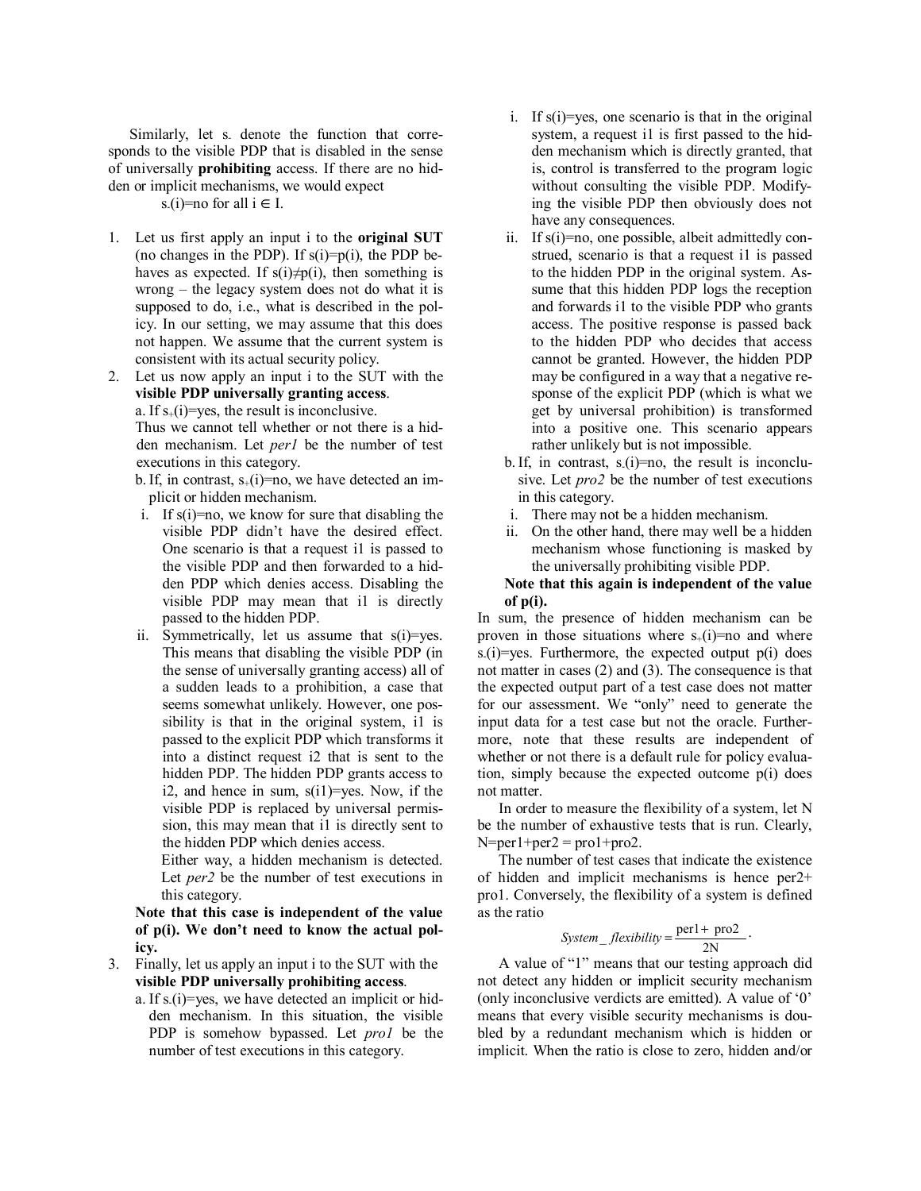Similarly, let $s_-$ denote the function that corresponds to the visible PDP that is disabled in the sense of universally **prohibiting** access. If there are no hidden or implicit mechanisms, we would expect

$s_-(i)$=no for all $i \in I$.

1. Let us first apply an input i to the **original SUT** (no changes in the PDP). If s(i)=p(i), the PDP behaves as expected. If $s(i) \neq p(i)$, then something is wrong – the legacy system does not do what it is supposed to do, i.e., what is described in the policy. In our setting, we may assume that this does not happen. We assume that the current system is consistent with its actual security policy.
2. Let us now apply an input i to the SUT with the **visible PDP universally granting access**.
   a. If $s_+(i)$=yes, the result is inconclusive. Thus we cannot tell whether or not there is a hidden mechanism. Let *per1* be the number of test executions in this category.
   b. If, in contrast, $s_+(i)$=no, we have detected an implicit or hidden mechanism.
      i. If s(i)=no, we know for sure that disabling the visible PDP didn't have the desired effect. One scenario is that a request i1 is passed to the visible PDP and then forwarded to a hidden PDP which denies access. Disabling the visible PDP may mean that i1 is directly passed to the hidden PDP.
      ii. Symmetrically, let us assume that s(i)=yes. This means that disabling the visible PDP (in the sense of universally granting access) all of a sudden leads to a prohibition, a case that seems somewhat unlikely. However, one possibility is that in the original system, i1 is passed to the explicit PDP which transforms it into a distinct request i2 that is sent to the hidden PDP. The hidden PDP grants access to i2, and hence in sum, s(i1)=yes. Now, if the visible PDP is replaced by universal permission, this may mean that i1 is directly sent to the hidden PDP which denies access.
      Either way, a hidden mechanism is detected. Let *per2* be the number of test executions in this category.

   **Note that this case is independent of the value of p(i). We don't need to know the actual policy.**
3. Finally, let us apply an input i to the SUT with the **visible PDP universally prohibiting access**.
   a. If $s_-(i)$=yes, we have detected an implicit or hidden mechanism. In this situation, the visible PDP is somehow bypassed. Let *pro1* be the number of test executions in this category.
      i. If s(i)=yes, one scenario is that in the original system, a request i1 is first passed to the hidden mechanism which is directly granted, that is, control is transferred to the program logic without consulting the visible PDP. Modifying the visible PDP then obviously does not have any consequences.
      ii. If s(i)=no, one possible, albeit admittedly construed, scenario is that a request i1 is passed to the hidden PDP in the original system. Assume that this hidden PDP logs the reception and forwards i1 to the visible PDP who grants access. The positive response is passed back to the hidden PDP who decides that access cannot be granted. However, the hidden PDP may be configured in a way that a negative response of the explicit PDP (which is what we get by universal prohibition) is transformed into a positive one. This scenario appears rather unlikely but is not impossible.
   b. If, in contrast, $s_-(i)$=no, the result is inconclusive. Let *pro2* be the number of test executions in this category.
      i. There may not be a hidden mechanism.
      ii. On the other hand, there may well be a hidden mechanism whose functioning is masked by the universally prohibiting visible PDP.

   **Note that this again is independent of the value of p(i).**

In sum, the presence of hidden mechanism can be proven in those situations where $s_+(i)$=no and where $s_-(i)$=yes. Furthermore, the expected output p(i) does not matter in cases (2) and (3). The consequence is that the expected output part of a test case does not matter for our assessment. We "only" need to generate the input data for a test case but not the oracle. Furthermore, note that these results are independent of whether or not there is a default rule for policy evaluation, simply because the expected outcome p(i) does not matter.

In order to measure the flexibility of a system, let N be the number of exhaustive tests that is run. Clearly, N=per1+per2 = pro1+pro2.

The number of test cases that indicate the existence of hidden and implicit mechanisms is hence per2+ pro1. Conversely, the flexibility of a system is defined as the ratio

$$System\_flexibility = \frac{\text{per1} + \text{pro2}}{2N}.$$

A value of "1" means that our testing approach did not detect any hidden or implicit security mechanism (only inconclusive verdicts are emitted). A value of '0' means that every visible security mechanisms is doubled by a redundant mechanism which is hidden or implicit. When the ratio is close to zero, hidden and/or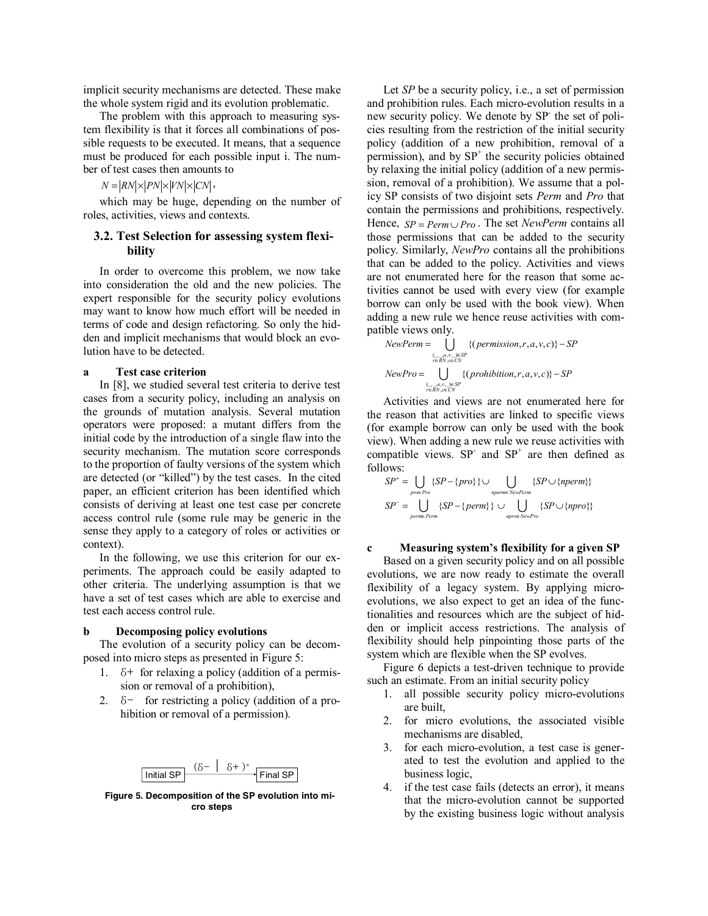implicit security mechanisms are detected. These make the whole system rigid and its evolution problematic.

The problem with this approach to measuring system flexibility is that it forces all combinations of possible requests to be executed. It means, that a sequence must be produced for each possible input i. The number of test cases then amounts to

$N = |RN| \times |PN| \times |VN| \times |CN|$,

which may be huge, depending on the number of roles, activities, views and contexts.

## 3.2. Test Selection for assessing system flexibility

In order to overcome this problem, we now take into consideration the old and the new policies. The expert responsible for the security policy evolutions may want to know how much effort will be needed in terms of code and design refactoring. So only the hidden and implicit mechanisms that would block an evolution have to be detected.

### a Test case criterion

In [8], we studied several test criteria to derive test cases from a security policy, including an analysis on the grounds of mutation analysis. Several mutation operators were proposed: a mutant differs from the initial code by the introduction of a single flaw into the security mechanism. The mutation score corresponds to the proportion of faulty versions of the system which are detected (or "killed") by the test cases. In the cited paper, an efficient criterion has been identified which consists of deriving at least one test case per concrete access control rule (some rule may be generic in the sense they apply to a category of roles or activities or context).

In the following, we use this criterion for our experiments. The approach could be easily adapted to other criteria. The underlying assumption is that we have a set of test cases which are able to exercise and test each access control rule.

### b Decomposing policy evolutions

The evolution of a security policy can be decomposed into micro steps as presented in Figure 5:

1. $\delta+$ for relaxing a policy (addition of a permission or removal of a prohibition),
2. $\delta-$ for restricting a policy (addition of a prohibition or removal of a permission).

$$\text{Initial SP} \xrightarrow{(\delta- \mid \delta+)^*} \text{Final SP}$$

**Figure 5. Decomposition of the SP evolution into micro steps**

Let *SP* be a security policy, i.e., a set of permission and prohibition rules. Each micro-evolution results in a new security policy. We denote by $SP^-$ the set of policies resulting from the restriction of the initial security policy (addition of a new prohibition, removal of a permission), and by $SP^+$ the security policies obtained by relaxing the initial policy (addition of a new permission, removal of a prohibition). We assume that a policy SP consists of two disjoint sets *Perm* and *Pro* that contain the permissions and prohibitions, respectively. Hence, $SP = Perm \cup Pro$. The set *NewPerm* contains all those permissions that can be added to the security policy. Similarly, *NewPro* contains all the prohibitions that can be added to the policy. Activities and views are not enumerated here for the reason that some activities cannot be used with every view (for example borrow can only be used with the book view). When adding a new rule we hence reuse activities with compatible views only.

$$NewPerm = \bigcup_{\substack{(\_,\_,a,v,\_)\in SP \\ r\in RN, c\in CN}} \{(permission, r, a, v, c)\} - SP$$

$$NewPro = \bigcup_{\substack{(\_,\_,a,v,\_)\in SP \\ r\in RN, c\in CN}} \{(prohibition, r, a, v, c)\} - SP$$

Activities and views are not enumerated here for the reason that activities are linked to specific views (for example borrow can only be used with the book view). When adding a new rule we reuse activities with compatible views. $SP^-$ and $SP^+$ are then defined as follows:

$$SP^+ = \bigcup_{pro\in Pro} \{SP - \{pro\}\} \cup \bigcup_{nperm\in NewPerm} \{SP \cup \{nperm\}\}$$

$$SP^- = \bigcup_{perm\in Perm} \{SP - \{perm\}\} \cup \bigcup_{npro\in NewPro} \{SP \cup \{npro\}\}$$

### c Measuring system's flexibility for a given SP

Based on a given security policy and on all possible evolutions, we are now ready to estimate the overall flexibility of a legacy system. By applying micro-evolutions, we also expect to get an idea of the functionalities and resources which are the subject of hidden or implicit access restrictions. The analysis of flexibility should help pinpointing those parts of the system which are flexible when the SP evolves.

Figure 6 depicts a test-driven technique to provide such an estimate. From an initial security policy

1. all possible security policy micro-evolutions are built,
2. for micro evolutions, the associated visible mechanisms are disabled,
3. for each micro-evolution, a test case is generated to test the evolution and applied to the business logic,
4. if the test case fails (detects an error), it means that the micro-evolution cannot be supported by the existing business logic without analysis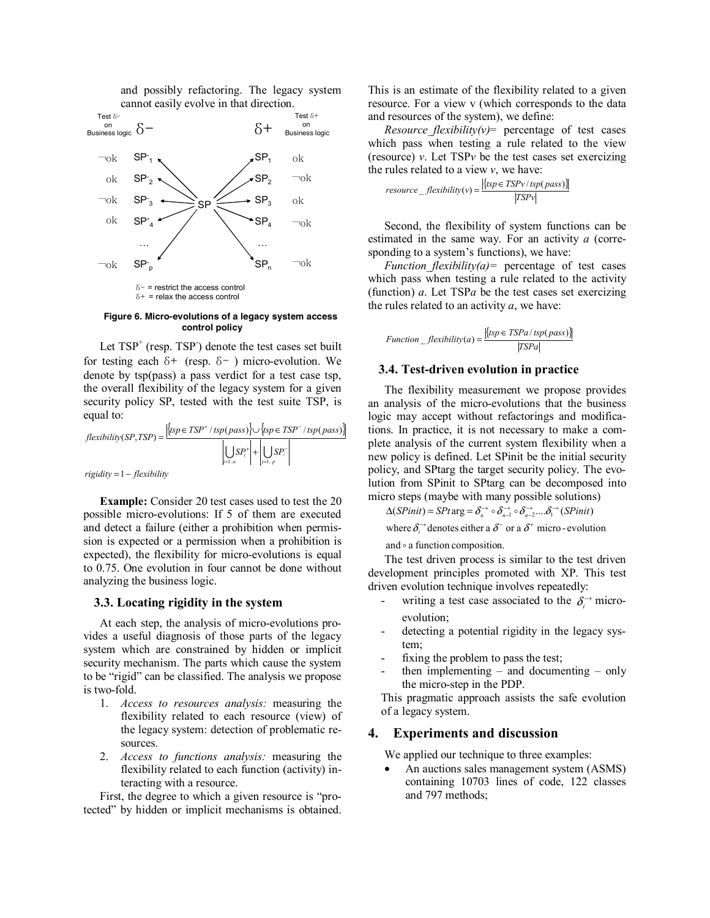and possibly refactoring. The legacy system cannot easily evolve in that direction.

Test δ− on Business logic δ− | δ+ Test δ+ on Business logic

| Test δ− | | | | Test δ+ |
|---|---|---|---|---|
| ¬ok | $SP^-_1$ | | $SP_1$ | ok |
| ok | $SP^-_2$ | | $SP_2$ | ¬ok |
| ¬ok | $SP^-_3$ | SP | $SP_3$ | ok |
| ok | $SP^-_4$ | | $SP_4$ | ¬ok |
| | … | | … | |
| ¬ok | $SP^-_p$ | | $SP_n$ | ¬ok |

δ− = restrict the access control
δ+ = relax the access control

**Figure 6. Micro-evolutions of a legacy system access control policy**

Let $TSP^+$ (resp. $TSP^-$) denote the test cases set built for testing each δ+ (resp. δ− ) micro-evolution. We denote by tsp(pass) a pass verdict for a test case tsp, the overall flexibility of the legacy system for a given security policy SP, tested with the test suite TSP, is equal to:

$$flexibility(SP,TSP) = \frac{\left|\{tsp \in TSP^+ / tsp(pass)\} \cup \{tsp \in TSP^- / tsp(pass)\}\right|}{\left|\bigcup_{i=1..n} SP_i^+\right| + \left|\bigcup_{j=1..p} SP_j^-\right|}$$

$$rigidity = 1 - flexibility$$

**Example:** Consider 20 test cases used to test the 20 possible micro-evolutions: If 5 of them are executed and detect a failure (either a prohibition when permission is expected or a permission when a prohibition is expected), the flexibility for micro-evolutions is equal to 0.75. One evolution in four cannot be done without analyzing the business logic.

### 3.3. Locating rigidity in the system

At each step, the analysis of micro-evolutions provides a useful diagnosis of those parts of the legacy system which are constrained by hidden or implicit security mechanism. The parts which cause the system to be "rigid" can be classified. The analysis we propose is two-fold.

1. *Access to resources analysis:* measuring the flexibility related to each resource (view) of the legacy system: detection of problematic resources.
2. *Access to functions analysis:* measuring the flexibility related to each function (activity) interacting with a resource.

First, the degree to which a given resource is "protected" by hidden or implicit mechanisms is obtained. This is an estimate of the flexibility related to a given resource. For a view v (which corresponds to the data and resources of the system), we define:

*Resource_flexibility(v)*= percentage of test cases which pass when testing a rule related to the view (resource) *v*. Let TSP*v* be the test cases set exercizing the rules related to a view *v*, we have:

$$resource\_flexibility(v) = \frac{\left|\{tsp \in TSPv / tsp(pass)\}\right|}{|TSPv|}$$

Second, the flexibility of system functions can be estimated in the same way. For an activity *a* (corresponding to a system's functions), we have:

*Function_flexibility(a)*= percentage of test cases which pass when testing a rule related to the activity (function) *a*. Let TSP*a* be the test cases set exercizing the rules related to an activity *a*, we have:

$$Function\_flexibility(a) = \frac{\left|\{tsp \in TSPa / tsp(pass)\}\right|}{|TSPa|}$$

### 3.4. Test-driven evolution in practice

The flexibility measurement we propose provides an analysis of the micro-evolutions that the business logic may accept without refactorings and modifications. In practice, it is not necessary to make a complete analysis of the current system flexibility when a new policy is defined. Let SPinit be the initial security policy, and SPtarg the target security policy. The evolution from SPinit to SPtarg can be decomposed into micro steps (maybe with many possible solutions)

$$\Delta(SPinit) = SPtarg = \delta_n^{-+} \circ \delta_{n-1}^{-+} \circ \delta_{n-2}^{-+} \ldots \delta_1^{-+}(SPinit)$$

where $\delta_i^{-+}$ denotes either a $\delta^-$ or a $\delta^+$ micro-evolution and $\circ$ a function composition.

The test driven process is similar to the test driven development principles promoted with XP. This test driven evolution technique involves repeatedly:

- writing a test case associated to the $\delta_i^{-+}$ micro-evolution;
- detecting a potential rigidity in the legacy system;
- fixing the problem to pass the test;
- then implementing – and documenting – only the micro-step in the PDP.

This pragmatic approach assists the safe evolution of a legacy system.

## 4. Experiments and discussion

We applied our technique to three examples:

- An auctions sales management system (ASMS) containing 10703 lines of code, 122 classes and 797 methods;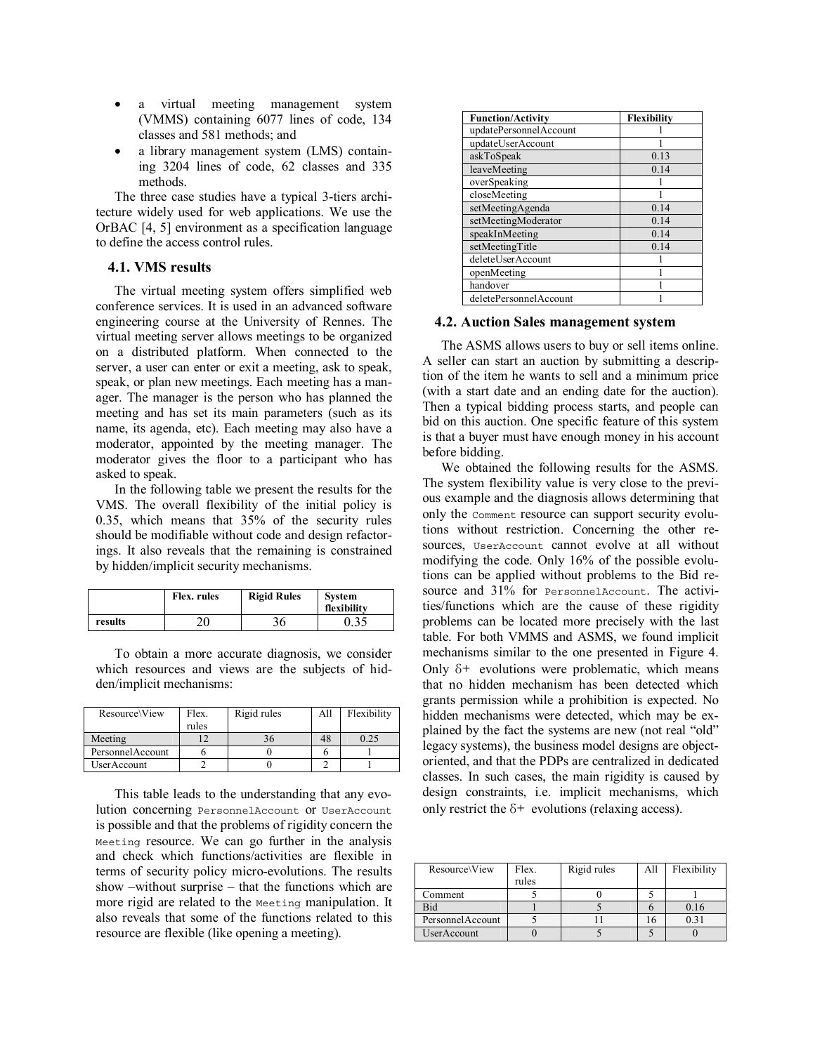- a virtual meeting management system (VMMS) containing 6077 lines of code, 134 classes and 581 methods; and
- a library management system (LMS) containing 3204 lines of code, 62 classes and 335 methods.

The three case studies have a typical 3-tiers architecture widely used for web applications. We use the OrBAC [4, 5] environment as a specification language to define the access control rules.

### 4.1. VMS results

The virtual meeting system offers simplified web conference services. It is used in an advanced software engineering course at the University of Rennes. The virtual meeting server allows meetings to be organized on a distributed platform. When connected to the server, a user can enter or exit a meeting, ask to speak, speak, or plan new meetings. Each meeting has a manager. The manager is the person who has planned the meeting and has set its main parameters (such as its name, its agenda, etc). Each meeting may also have a moderator, appointed by the meeting manager. The moderator gives the floor to a participant who has asked to speak.

In the following table we present the results for the VMS. The overall flexibility of the initial policy is 0.35, which means that 35% of the security rules should be modifiable without code and design refactorings. It also reveals that the remaining is constrained by hidden/implicit security mechanisms.

| | Flex. rules | Rigid Rules | System flexibility |
|---|---|---|---|
| results | 20 | 36 | 0.35 |

To obtain a more accurate diagnosis, we consider which resources and views are the subjects of hidden/implicit mechanisms:

| Resource\View | Flex. rules | Rigid rules | All | Flexibility |
|---|---|---|---|---|
| Meeting | 12 | 36 | 48 | 0.25 |
| PersonnelAccount | 6 | 0 | 6 | 1 |
| UserAccount | 2 | 0 | 2 | 1 |

This table leads to the understanding that any evolution concerning `PersonnelAccount` or `UserAccount` is possible and that the problems of rigidity concern the `Meeting` resource. We can go further in the analysis and check which functions/activities are flexible in terms of security policy micro-evolutions. The results show –without surprise – that the functions which are more rigid are related to the `Meeting` manipulation. It also reveals that some of the functions related to this resource are flexible (like opening a meeting).

| Function/Activity | Flexibility |
|---|---|
| updatePersonnelAccount | 1 |
| updateUserAccount | 1 |
| askToSpeak | 0.13 |
| leaveMeeting | 0.14 |
| overSpeaking | 1 |
| closeMeeting | 1 |
| setMeetingAgenda | 0.14 |
| setMeetingModerator | 0.14 |
| speakInMeeting | 0.14 |
| setMeetingTitle | 0.14 |
| deleteUserAccount | 1 |
| openMeeting | 1 |
| handover | 1 |
| deletePersonnelAccount | 1 |

### 4.2. Auction Sales management system

The ASMS allows users to buy or sell items online. A seller can start an auction by submitting a description of the item he wants to sell and a minimum price (with a start date and an ending date for the auction). Then a typical bidding process starts, and people can bid on this auction. One specific feature of this system is that a buyer must have enough money in his account before bidding.

We obtained the following results for the ASMS. The system flexibility value is very close to the previous example and the diagnosis allows determining that only the `Comment` resource can support security evolutions without restriction. Concerning the other resources, `UserAccount` cannot evolve at all without modifying the code. Only 16% of the possible evolutions can be applied without problems to the Bid resource and 31% for `PersonnelAccount`. The activities/functions which are the cause of these rigidity problems can be located more precisely with the last table. For both VMMS and ASMS, we found implicit mechanisms similar to the one presented in Figure 4. Only $\delta+$ evolutions were problematic, which means that no hidden mechanism has been detected which grants permission while a prohibition is expected. No hidden mechanisms were detected, which may be explained by the fact the systems are new (not real "old" legacy systems), the business model designs are object-oriented, and that the PDPs are centralized in dedicated classes. In such cases, the main rigidity is caused by design constraints, i.e. implicit mechanisms, which only restrict the $\delta+$ evolutions (relaxing access).

| Resource\View | Flex. rules | Rigid rules | All | Flexibility |
|---|---|---|---|---|
| Comment | 5 | 0 | 5 | 1 |
| Bid | 1 | 5 | 6 | 0.16 |
| PersonnelAccount | 5 | 11 | 16 | 0.31 |
| UserAccount | 0 | 5 | 5 | 0 |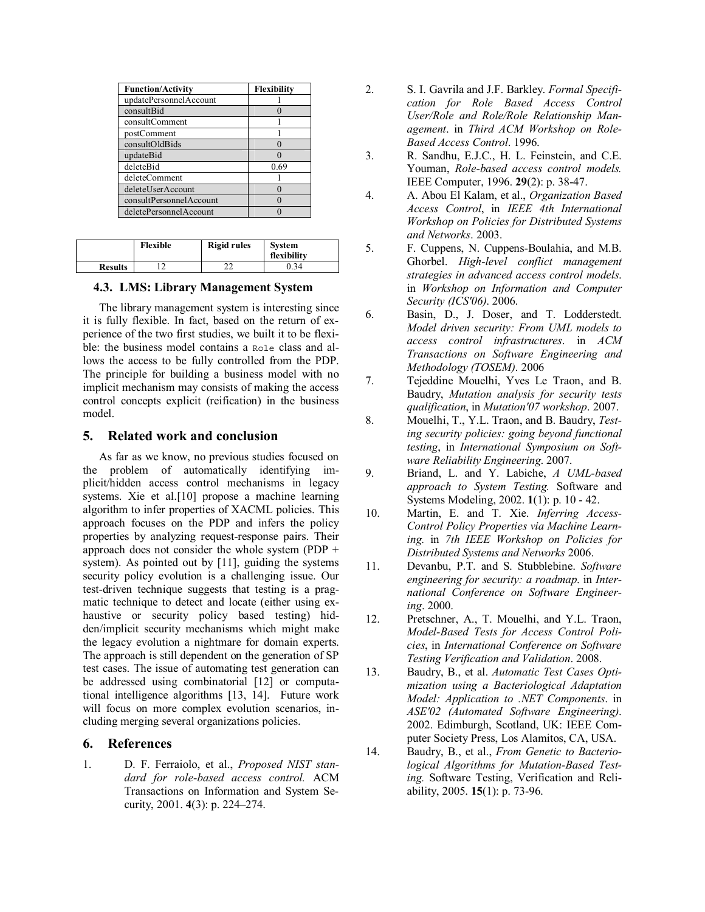| Function/Activity | Flexibility |
| --- | --- |
| updatePersonnelAccount | 1 |
| consultBid | 0 |
| consultComment | 1 |
| postComment | 1 |
| consultOldBids | 0 |
| updateBid | 0 |
| deleteBid | 0.69 |
| deleteComment | 1 |
| deleteUserAccount | 0 |
| consultPersonnelAccount | 0 |
| deletePersonnelAccount | 0 |

| | Flexible | Rigid rules | System flexibility |
| --- | --- | --- | --- |
| **Results** | 12 | 22 | 0.34 |

### 4.3. LMS: Library Management System

The library management system is interesting since it is fully flexible. In fact, based on the return of experience of the two first studies, we built it to be flexible: the business model contains a `Role` class and allows the access to be fully controlled from the PDP. The principle for building a business model with no implicit mechanism may consists of making the access control concepts explicit (reification) in the business model.

## 5. Related work and conclusion

As far as we know, no previous studies focused on the problem of automatically identifying implicit/hidden access control mechanisms in legacy systems. Xie et al.[10] propose a machine learning algorithm to infer properties of XACML policies. This approach focuses on the PDP and infers the policy properties by analyzing request-response pairs. Their approach does not consider the whole system (PDP + system). As pointed out by [11], guiding the systems security policy evolution is a challenging issue. Our test-driven technique suggests that testing is a pragmatic technique to detect and locate (either using exhaustive or security policy based testing) hidden/implicit security mechanisms which might make the legacy evolution a nightmare for domain experts. The approach is still dependent on the generation of SP test cases. The issue of automating test generation can be addressed using combinatorial [12] or computational intelligence algorithms [13, 14]. Future work will focus on more complex evolution scenarios, including merging several organizations policies.

## 6. References

1. D. F. Ferraiolo, et al., *Proposed NIST standard for role-based access control.* ACM Transactions on Information and System Security, 2001. **4**(3): p. 224–274.
2. S. I. Gavrila and J.F. Barkley. *Formal Specification for Role Based Access Control User/Role and Role/Role Relationship Management*. in *Third ACM Workshop on Role-Based Access Control*. 1996.
3. R. Sandhu, E.J.C., H. L. Feinstein, and C.E. Youman, *Role-based access control models.* IEEE Computer, 1996. **29**(2): p. 38-47.
4. A. Abou El Kalam, et al., *Organization Based Access Control*, in *IEEE 4th International Workshop on Policies for Distributed Systems and Networks*. 2003.
5. F. Cuppens, N. Cuppens-Boulahia, and M.B. Ghorbel. *High-level conflict management strategies in advanced access control models.* in *Workshop on Information and Computer Security (ICS'06)*. 2006.
6. Basin, D., J. Doser, and T. Lodderstedt. *Model driven security: From UML models to access control infrastructures*. in *ACM Transactions on Software Engineering and Methodology (TOSEM)*. 2006
7. Tejeddine Mouelhi, Yves Le Traon, and B. Baudry, *Mutation analysis for security tests qualification*, in *Mutation'07 workshop*. 2007.
8. Mouelhi, T., Y.L. Traon, and B. Baudry, *Testing security policies: going beyond functional testing*, in *International Symposium on Software Reliability Engineering*. 2007.
9. Briand, L. and Y. Labiche, *A UML-based approach to System Testing.* Software and Systems Modeling, 2002. **1**(1): p. 10 - 42.
10. Martin, E. and T. Xie. *Inferring Access-Control Policy Properties via Machine Learning.* in *7th IEEE Workshop on Policies for Distributed Systems and Networks* 2006.
11. Devanbu, P.T. and S. Stubblebine. *Software engineering for security: a roadmap.* in *International Conference on Software Engineering*. 2000.
12. Pretschner, A., T. Mouelhi, and Y.L. Traon, *Model-Based Tests for Access Control Policies*, in *International Conference on Software Testing Verification and Validation*. 2008.
13. Baudry, B., et al. *Automatic Test Cases Optimization using a Bacteriological Adaptation Model: Application to .NET Components*. in *ASE'02 (Automated Software Engineering)*. 2002. Edimburgh, Scotland, UK: IEEE Computer Society Press, Los Alamitos, CA, USA.
14. Baudry, B., et al., *From Genetic to Bacteriological Algorithms for Mutation-Based Testing.* Software Testing, Verification and Reliability, 2005. **15**(1): p. 73-96.